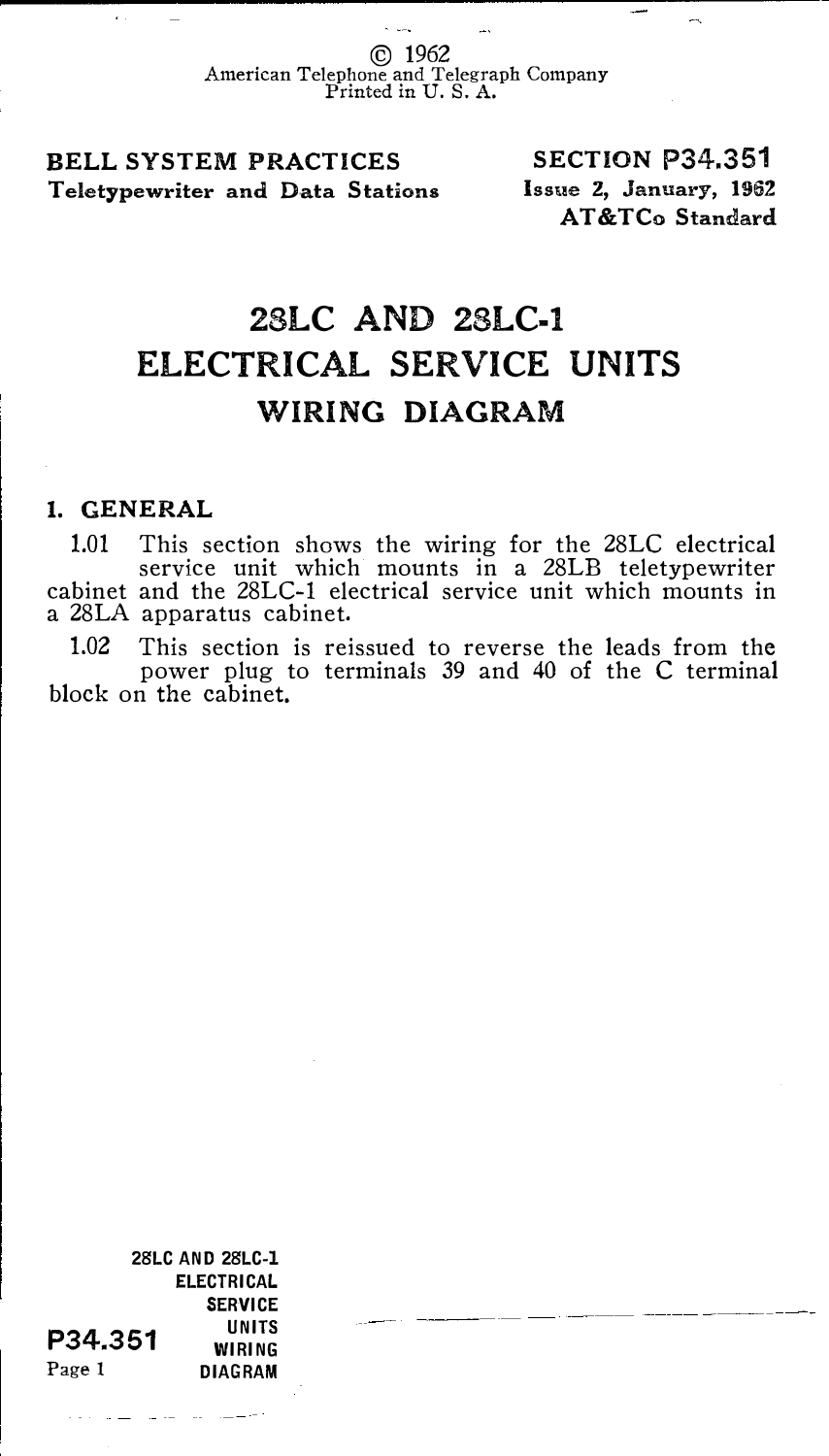© 1962
American Telephone and Telegraph Company
Printed in U. S. A.

**BELL SYSTEM PRACTICES**
**Teletypewriter and Data Stations**

**SECTION P34.351**
**Issue 2, January, 1962**
**AT&TCo Standard**

# 28LC AND 28LC-1 ELECTRICAL SERVICE UNITS

## WIRING DIAGRAM

## 1. GENERAL

1.01 This section shows the wiring for the 28LC electrical service unit which mounts in a 28LB teletypewriter cabinet and the 28LC-1 electrical service unit which mounts in a 28LA apparatus cabinet.

1.02 This section is reissued to reverse the leads from the power plug to terminals 39 and 40 of the C terminal block on the cabinet.

**28LC AND 28LC-1 ELECTRICAL SERVICE UNITS WIRING DIAGRAM**

**P34.351**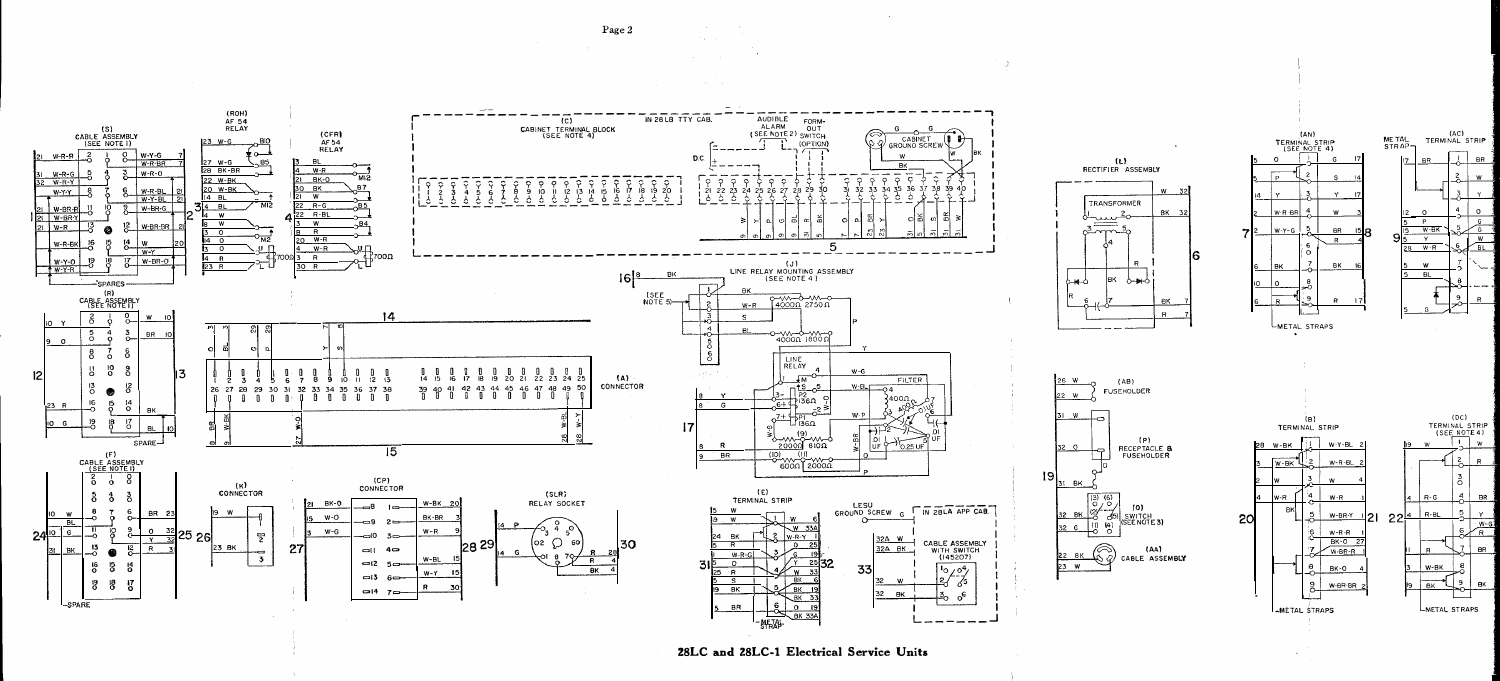28LC and 28LC-1 Electrical Service Units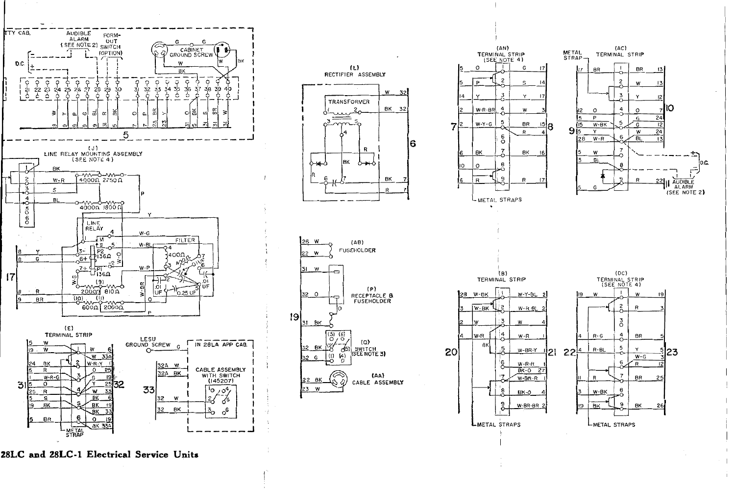28LC and 28LC-1 Electrical Service Units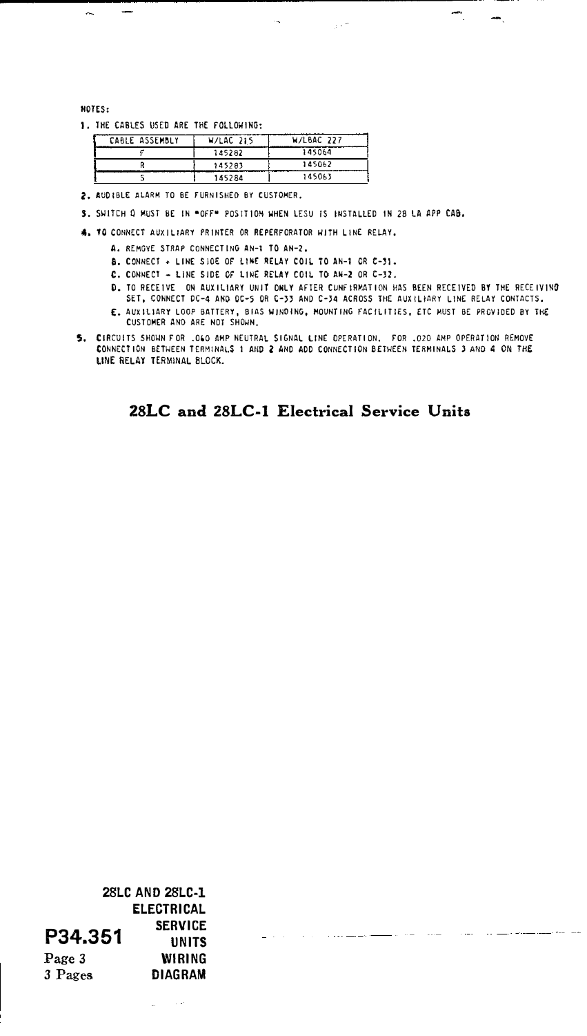NOTES:

1. THE CABLES USED ARE THE FOLLOWING:

| CABLE ASSEMBLY | W/LAC 215 | W/LBAC 227 |
|---|---|---|
| F | 145282 | 145064 |
| R | 145283 | 145062 |
| S | 145284 | 145063 |

2. AUDIBLE ALARM TO BE FURNISHED BY CUSTOMER.

3. SWITCH Q MUST BE IN "OFF" POSITION WHEN LESU IS INSTALLED IN 28 LA APP CAB.

4. TO CONNECT AUXILIARY PRINTER OR REPERFORATOR WITH LINE RELAY.

   A. REMOVE STRAP CONNECTING AN-1 TO AN-2.

   B. CONNECT + LINE SIDE OF LINE RELAY COIL TO AN-1 OR C-31.

   C. CONNECT - LINE SIDE OF LINE RELAY COIL TO AN-2 OR C-32.

   D. TO RECEIVE ON AUXILIARY UNIT ONLY AFTER CONFIRMATION HAS BEEN RECEIVED BY THE RECEIVING SET, CONNECT DC-4 AND DC-5 OR C-33 AND C-34 ACROSS THE AUXILIARY LINE RELAY CONTACTS.

   E. AUXILIARY LOOP BATTERY, BIAS WINDING, MOUNTING FACILITIES, ETC MUST BE PROVIDED BY THE CUSTOMER AND ARE NOT SHOWN.

5. CIRCUITS SHOWN FOR .060 AMP NEUTRAL SIGNAL LINE OPERATION. FOR .020 AMP OPERATION REMOVE CONNECTION BETWEEN TERMINALS 1 AND 2 AND ADD CONNECTION BETWEEN TERMINALS 3 AND 4 ON THE LINE RELAY TERMINAL BLOCK.

## 28LC and 28LC-1 Electrical Service Units

**P34.351**

Page 3

3 Pages

**28LC AND 28LC-1 ELECTRICAL SERVICE UNITS WIRING DIAGRAM**